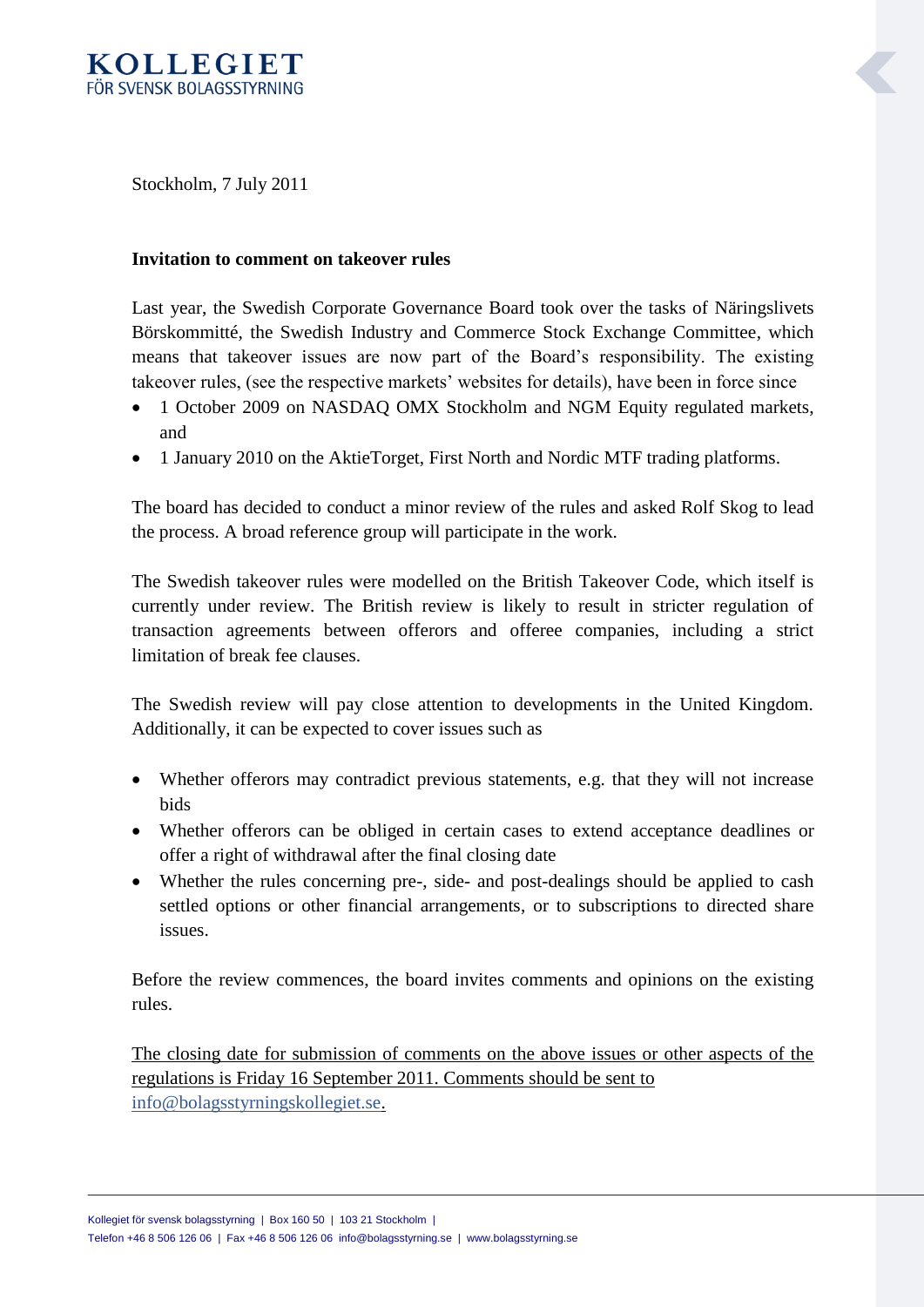KOLLEGIET
FÖR SVENSK BOLAGSSTYRNING

Stockholm, 7 July 2011

**Invitation to comment on takeover rules**

Last year, the Swedish Corporate Governance Board took over the tasks of Näringslivets Börskommitté, the Swedish Industry and Commerce Stock Exchange Committee, which means that takeover issues are now part of the Board's responsibility. The existing takeover rules, (see the respective markets' websites for details), have been in force since

- 1 October 2009 on NASDAQ OMX Stockholm and NGM Equity regulated markets, and
- 1 January 2010 on the AktieTorget, First North and Nordic MTF trading platforms.

The board has decided to conduct a minor review of the rules and asked Rolf Skog to lead the process. A broad reference group will participate in the work.

The Swedish takeover rules were modelled on the British Takeover Code, which itself is currently under review. The British review is likely to result in stricter regulation of transaction agreements between offerors and offeree companies, including a strict limitation of break fee clauses.

The Swedish review will pay close attention to developments in the United Kingdom. Additionally, it can be expected to cover issues such as

- Whether offerors may contradict previous statements, e.g. that they will not increase bids
- Whether offerors can be obliged in certain cases to extend acceptance deadlines or offer a right of withdrawal after the final closing date
- Whether the rules concerning pre-, side- and post-dealings should be applied to cash settled options or other financial arrangements, or to subscriptions to directed share issues.

Before the review commences, the board invites comments and opinions on the existing rules.

The closing date for submission of comments on the above issues or other aspects of the regulations is Friday 16 September 2011. Comments should be sent to info@bolagsstyrningskollegiet.se.

Kollegiet för svensk bolagsstyrning | Box 160 50 | 103 21 Stockholm |
Telefon +46 8 506 126 06 | Fax +46 8 506 126 06 info@bolagsstyrning.se | www.bolagsstyrning.se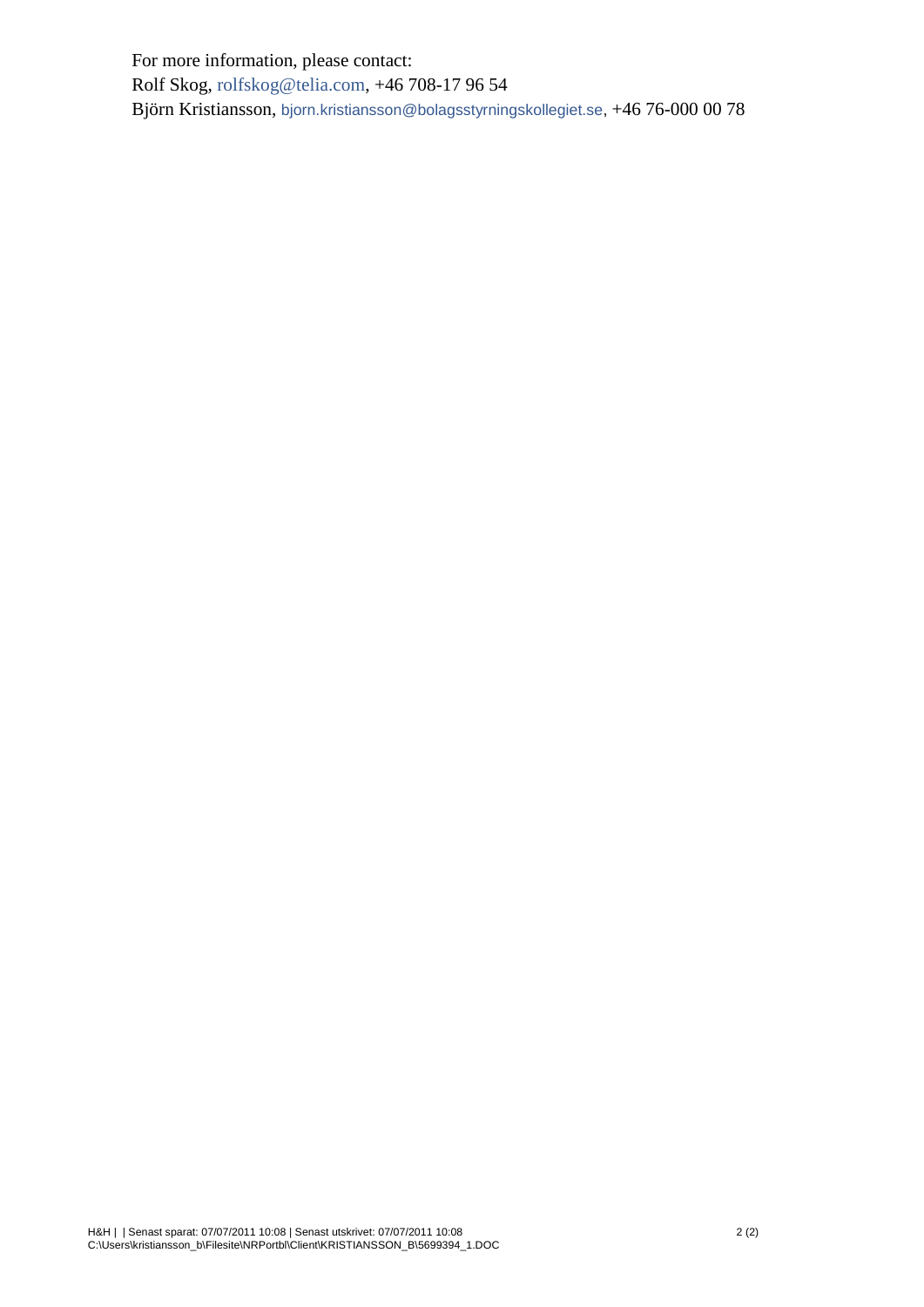For more information, please contact:
Rolf Skog, rolfskog@telia.com, +46 708-17 96 54
Björn Kristiansson, bjorn.kristiansson@bolagsstyrningskollegiet.se, +46 76-000 00 78